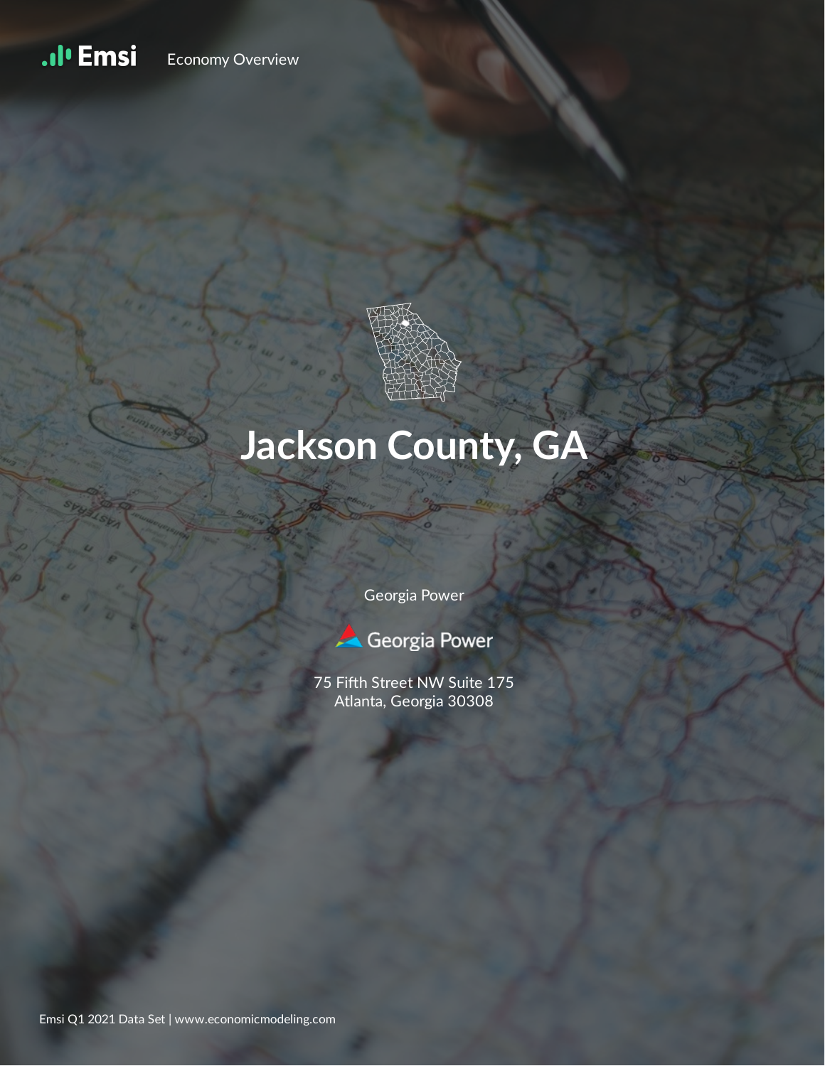Emsi Economy Overview

# Jackson County, GA

Georgia Power

Georgia Power

75 Fifth Street NW Suite 175
Atlanta, Georgia 30308

Emsi Q1 2021 Data Set | www.economicmodeling.com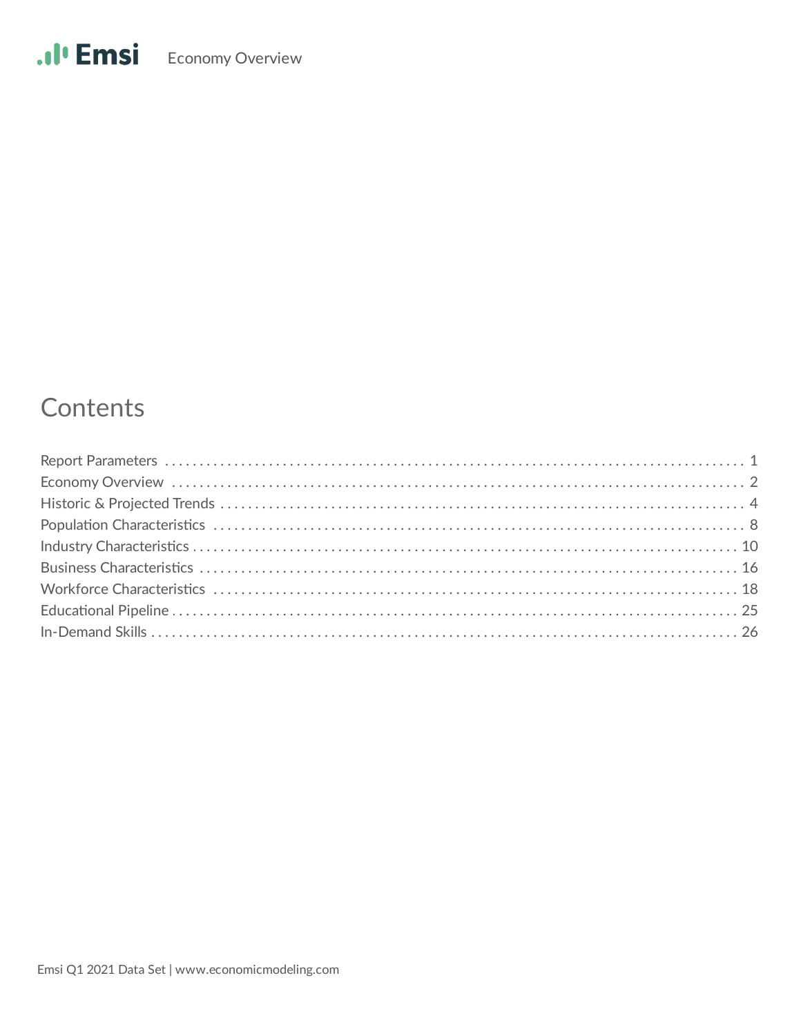# Contents

- Report Parameters ... 1
- Economy Overview ... 2
- Historic & Projected Trends ... 4
- Population Characteristics ... 8
- Industry Characteristics ... 10
- Business Characteristics ... 16
- Workforce Characteristics ... 18
- Educational Pipeline ... 25
- In-Demand Skills ... 26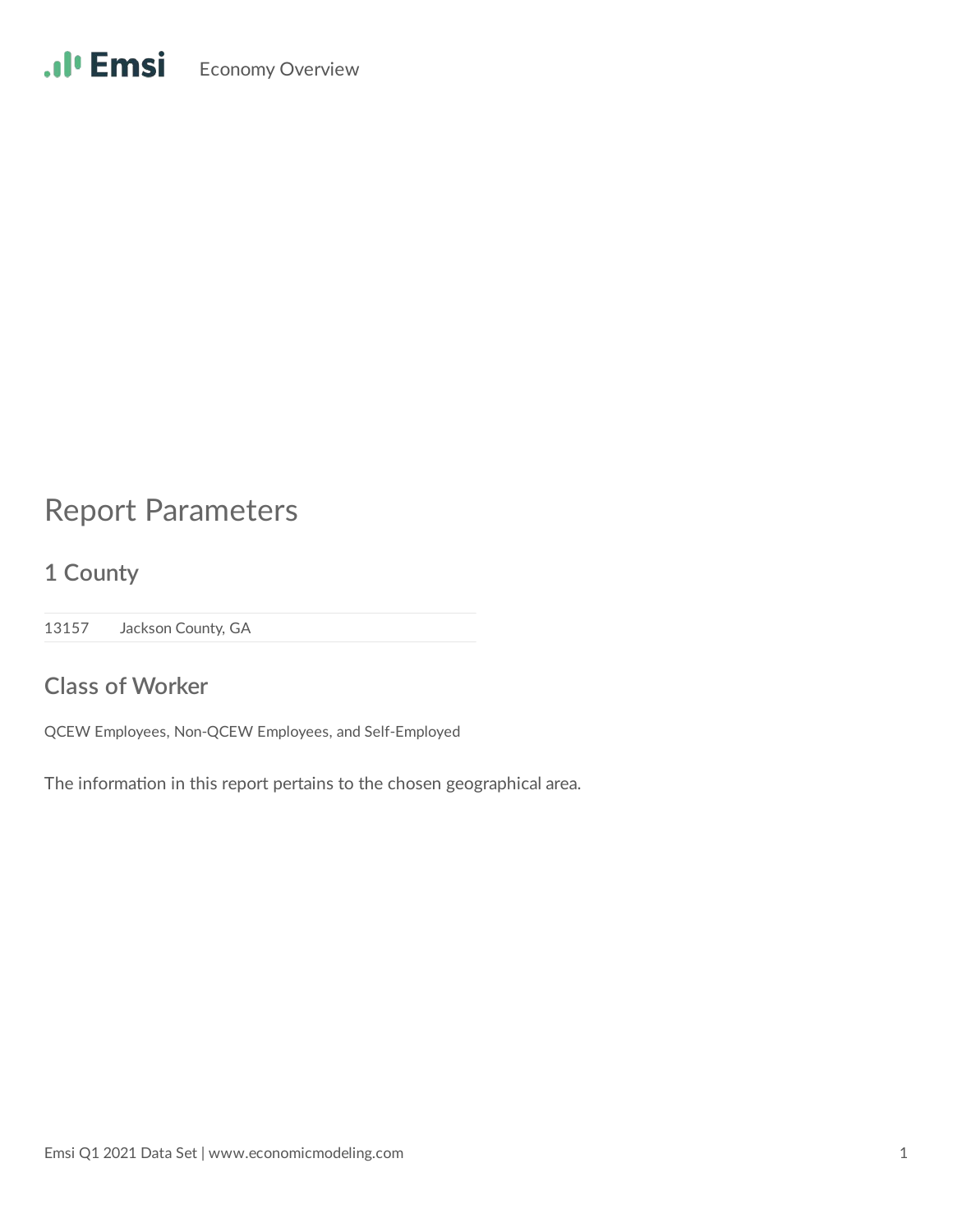# Report Parameters

## 1 County

| 13157 | Jackson County, GA |
|---|---|

## Class of Worker

QCEW Employees, Non-QCEW Employees, and Self-Employed

The information in this report pertains to the chosen geographical area.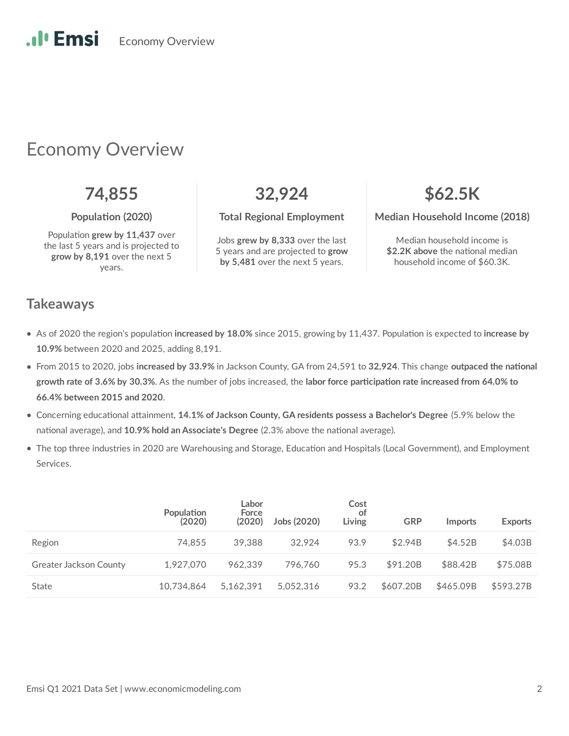# Economy Overview

**74,855**

**Population (2020)**

Population **grew by 11,437** over the last 5 years and is projected to **grow by 8,191** over the next 5 years.

**32,924**

**Total Regional Employment**

Jobs **grew by 8,333** over the last 5 years and are projected to **grow by 5,481** over the next 5 years.

**$62.5K**

**Median Household Income (2018)**

Median household income is **$2.2K above** the national median household income of $60.3K.

## Takeaways

- As of 2020 the region's population **increased by 18.0%** since 2015, growing by 11,437. Population is expected to **increase by 10.9%** between 2020 and 2025, adding 8,191.
- From 2015 to 2020, jobs **increased by 33.9%** in Jackson County, GA from 24,591 to **32,924**. This change **outpaced the national growth rate of 3.6% by 30.3%**. As the number of jobs increased, the **labor force participation rate increased from 64.0% to 66.4% between 2015 and 2020**.
- Concerning educational attainment, **14.1% of Jackson County, GA residents possess a Bachelor's Degree** (5.9% below the national average), and **10.9% hold an Associate's Degree** (2.3% above the national average).
- The top three industries in 2020 are Warehousing and Storage, Education and Hospitals (Local Government), and Employment Services.

| | Population (2020) | Labor Force (2020) | Jobs (2020) | Cost of Living | GRP | Imports | Exports |
|---|---|---|---|---|---|---|---|
| Region | 74,855 | 39,388 | 32,924 | 93.9 | $2.94B | $4.52B | $4.03B |
| Greater Jackson County | 1,927,070 | 962,339 | 796,760 | 95.3 | $91.20B | $88.42B | $75.08B |
| State | 10,734,864 | 5,162,391 | 5,052,316 | 93.2 | $607.20B | $465.09B | $593.27B |

Emsi Q1 2021 Data Set | www.economicmodeling.com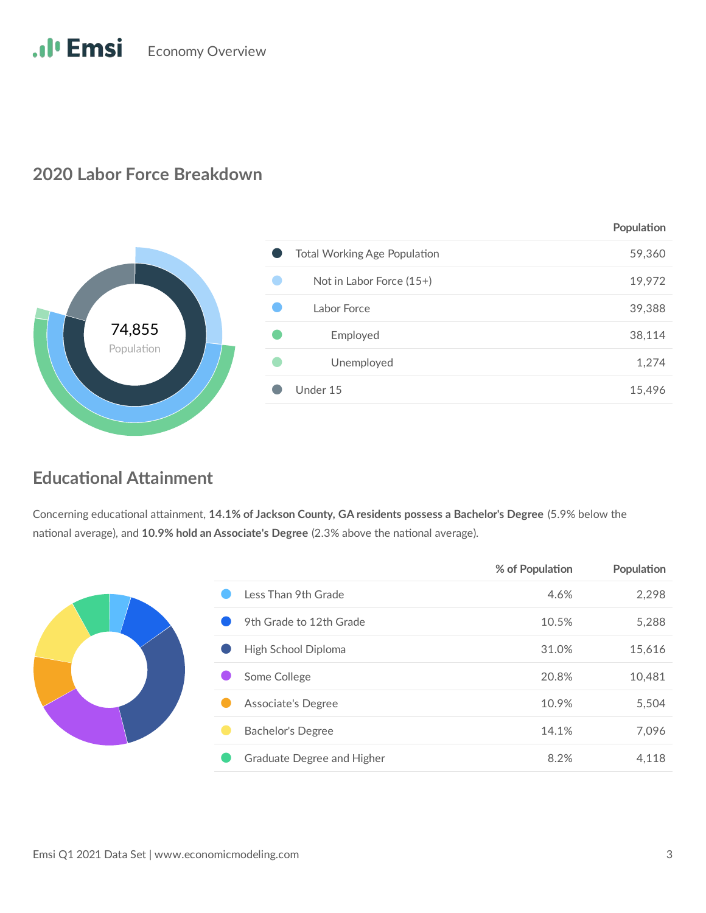## 2020 Labor Force Breakdown

74,855
Population

| | Population |
|---|---|
| Total Working Age Population | 59,360 |
| Not in Labor Force (15+) | 19,972 |
| Labor Force | 39,388 |
| Employed | 38,114 |
| Unemployed | 1,274 |
| Under 15 | 15,496 |

## Educational Attainment

Concerning educational attainment, **14.1% of Jackson County, GA residents possess a Bachelor's Degree** (5.9% below the national average), and **10.9% hold an Associate's Degree** (2.3% above the national average).

| | % of Population | Population |
|---|---|---|
| Less Than 9th Grade | 4.6% | 2,298 |
| 9th Grade to 12th Grade | 10.5% | 5,288 |
| High School Diploma | 31.0% | 15,616 |
| Some College | 20.8% | 10,481 |
| Associate's Degree | 10.9% | 5,504 |
| Bachelor's Degree | 14.1% | 7,096 |
| Graduate Degree and Higher | 8.2% | 4,118 |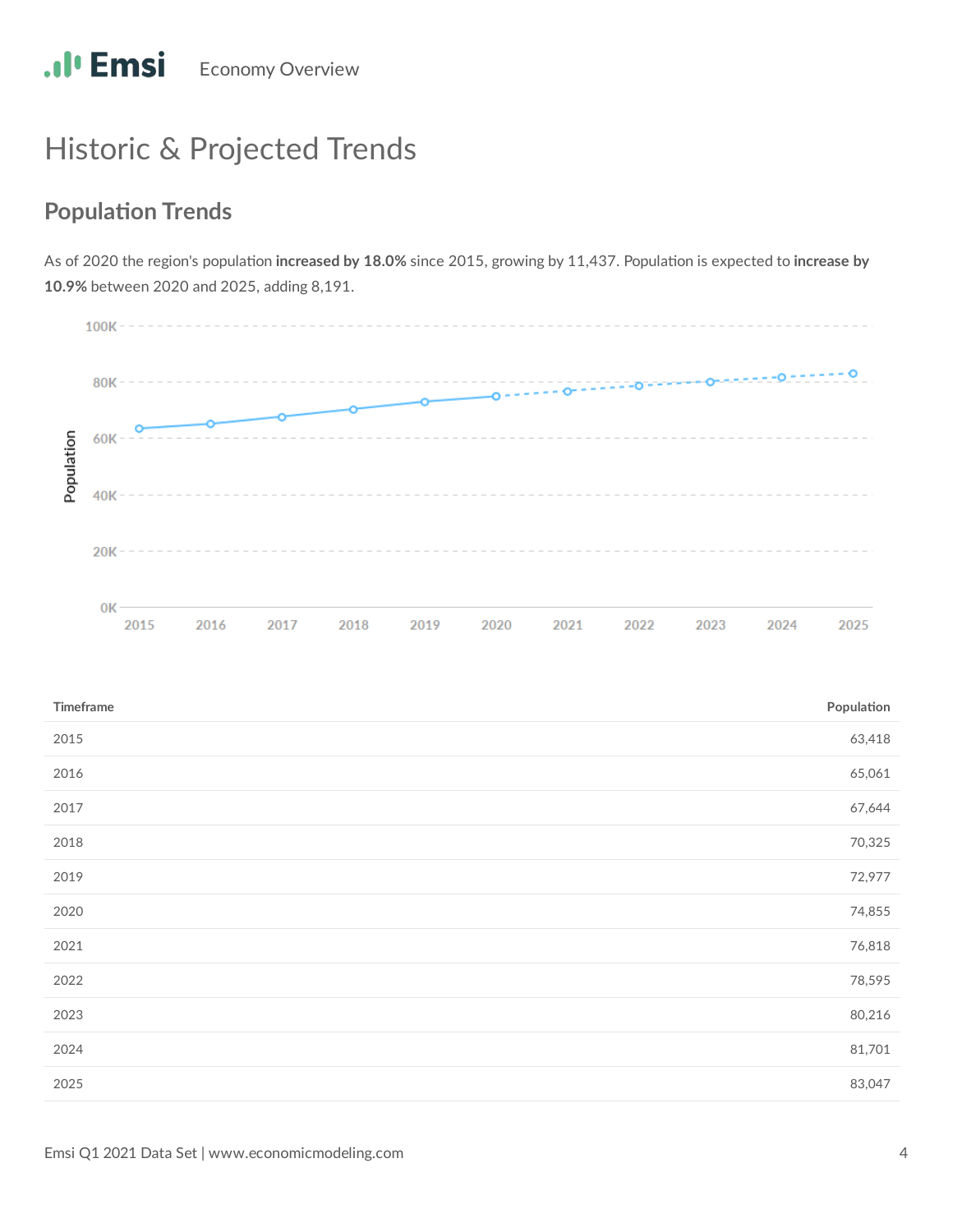# Historic & Projected Trends

## Population Trends

As of 2020 the region's population **increased by 18.0%** since 2015, growing by 11,437. Population is expected to **increase by 10.9%** between 2020 and 2025, adding 8,191.

| Timeframe | Population |
|---|---|
| 2015 | 63,418 |
| 2016 | 65,061 |
| 2017 | 67,644 |
| 2018 | 70,325 |
| 2019 | 72,977 |
| 2020 | 74,855 |
| 2021 | 76,818 |
| 2022 | 78,595 |
| 2023 | 80,216 |
| 2024 | 81,701 |
| 2025 | 83,047 |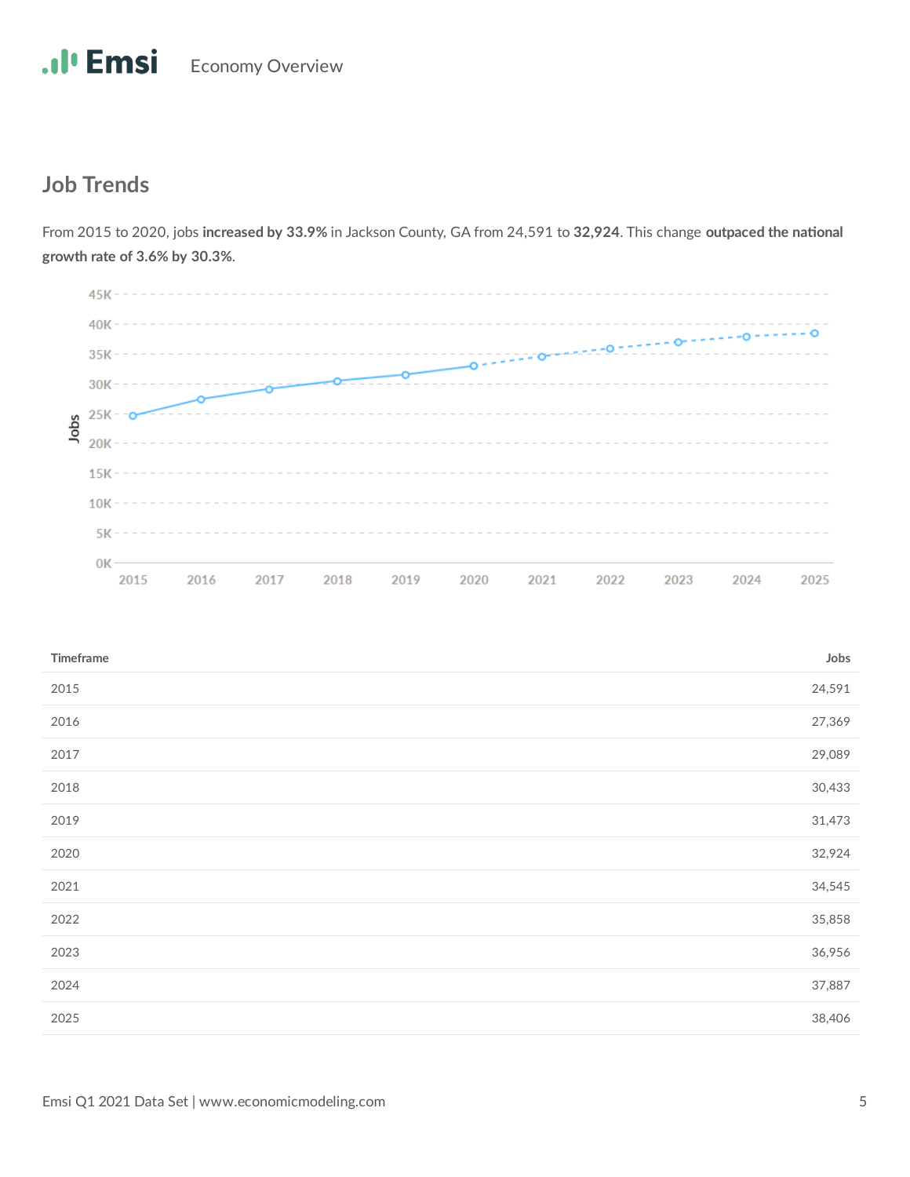## Job Trends

From 2015 to 2020, jobs **increased by 33.9%** in Jackson County, GA from 24,591 to **32,924**. This change **outpaced the national growth rate of 3.6% by 30.3%**.

| Timeframe | Jobs |
|---|---|
| 2015 | 24,591 |
| 2016 | 27,369 |
| 2017 | 29,089 |
| 2018 | 30,433 |
| 2019 | 31,473 |
| 2020 | 32,924 |
| 2021 | 34,545 |
| 2022 | 35,858 |
| 2023 | 36,956 |
| 2024 | 37,887 |
| 2025 | 38,406 |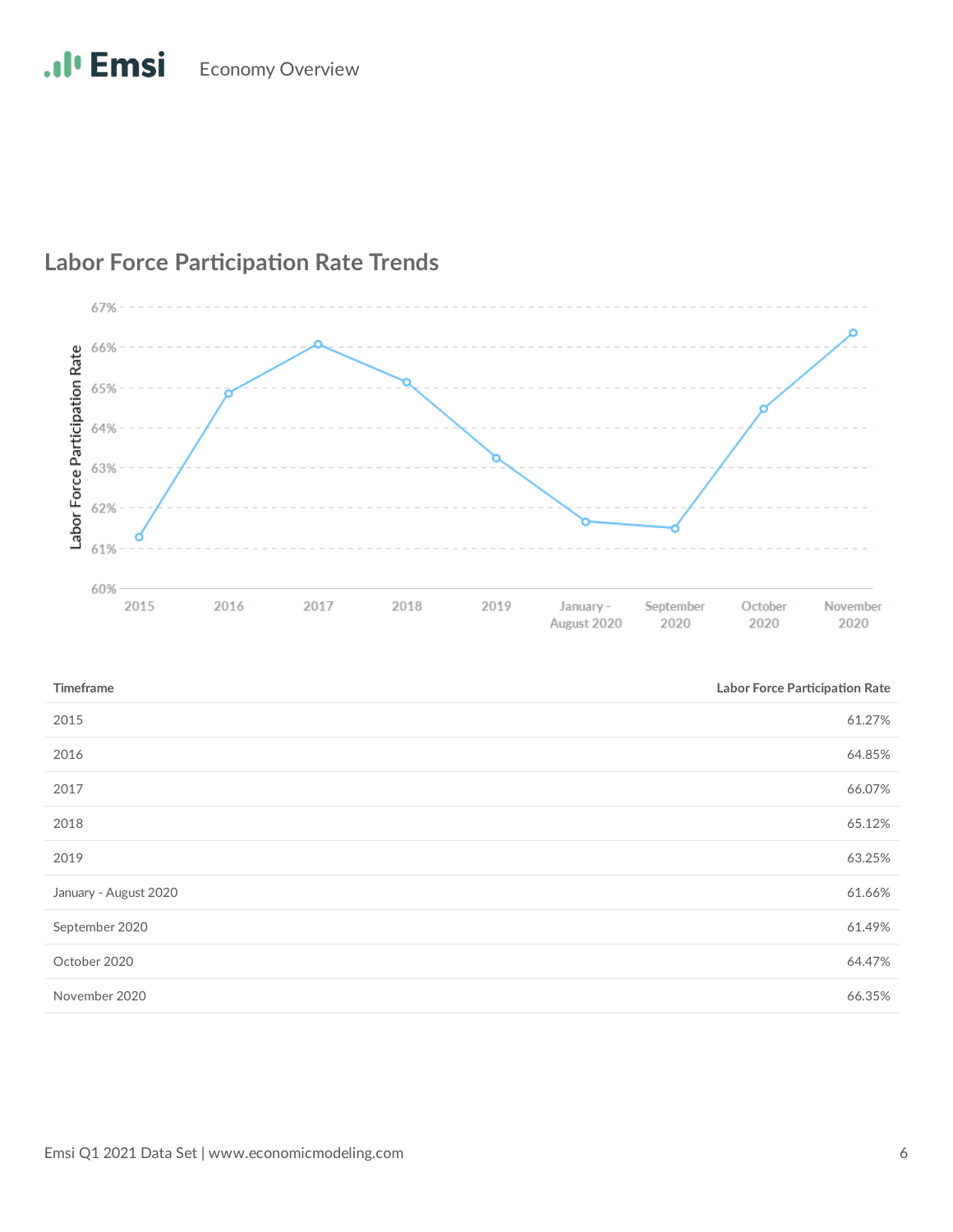## Labor Force Participation Rate Trends

| Timeframe | Labor Force Participation Rate |
|---|---|
| 2015 | 61.27% |
| 2016 | 64.85% |
| 2017 | 66.07% |
| 2018 | 65.12% |
| 2019 | 63.25% |
| January - August 2020 | 61.66% |
| September 2020 | 61.49% |
| October 2020 | 64.47% |
| November 2020 | 66.35% |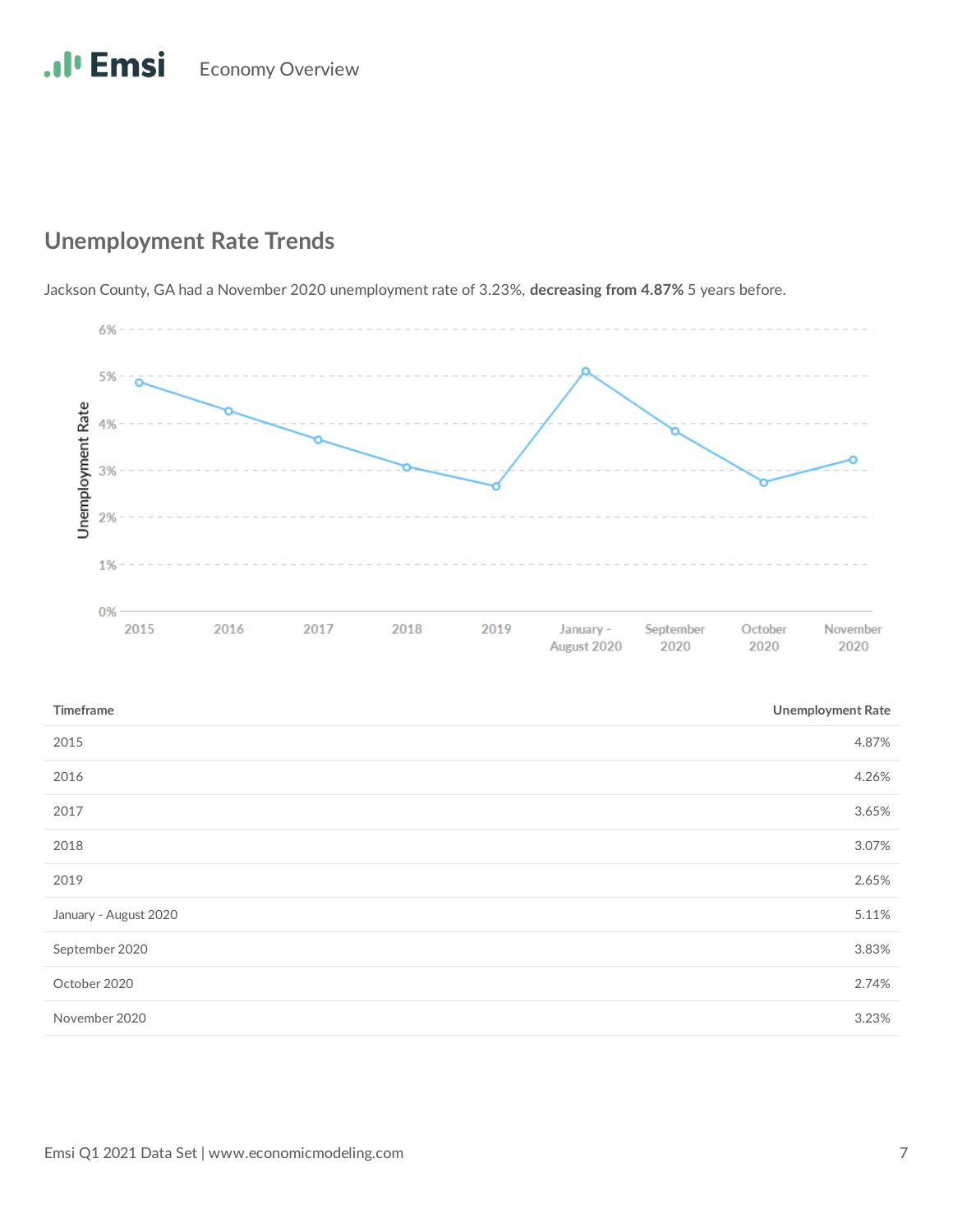## Unemployment Rate Trends

Jackson County, GA had a November 2020 unemployment rate of 3.23%, **decreasing from 4.87%** 5 years before.

| Timeframe | Unemployment Rate |
|---|---|
| 2015 | 4.87% |
| 2016 | 4.26% |
| 2017 | 3.65% |
| 2018 | 3.07% |
| 2019 | 2.65% |
| January - August 2020 | 5.11% |
| September 2020 | 3.83% |
| October 2020 | 2.74% |
| November 2020 | 3.23% |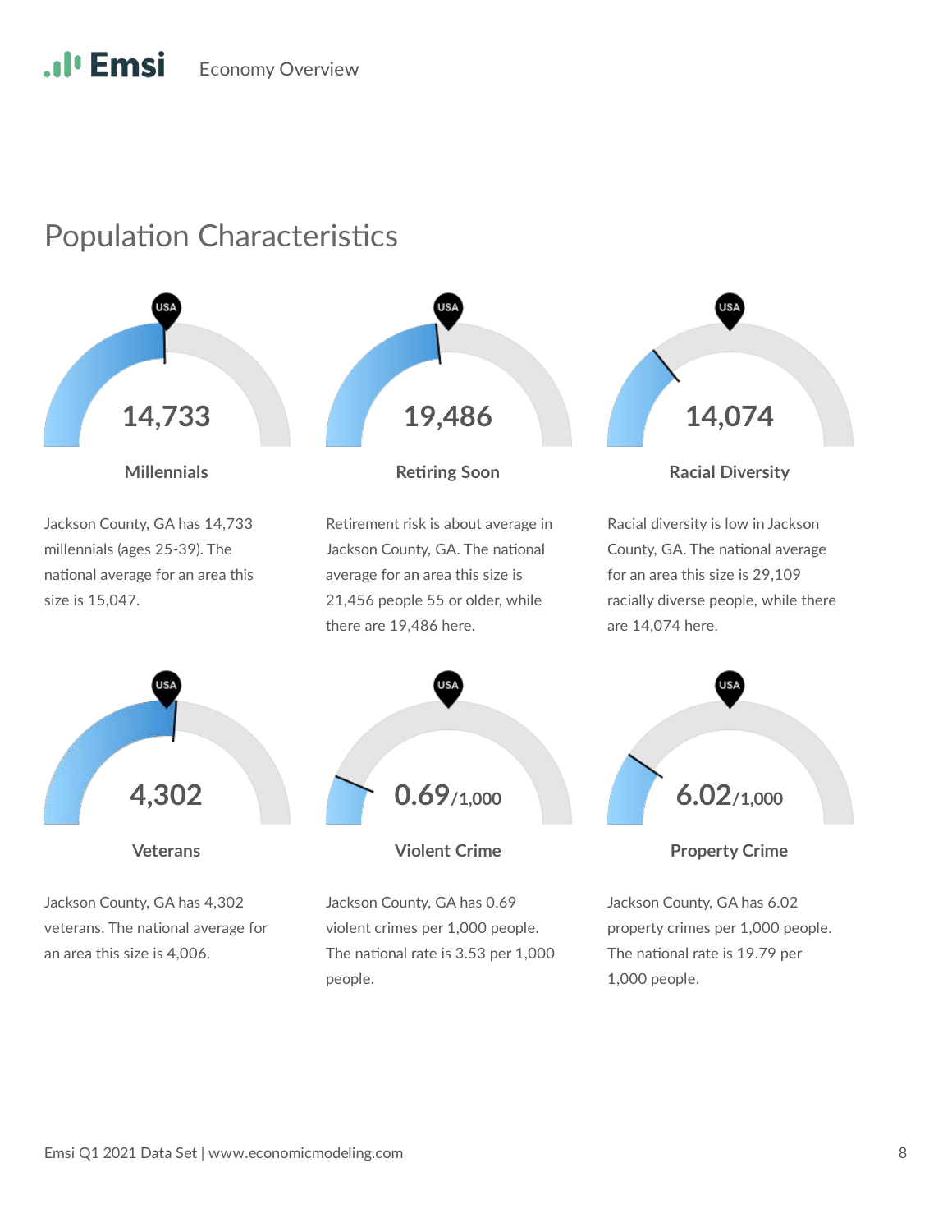# Population Characteristics

### 14,733

**Millennials**

Jackson County, GA has 14,733 millennials (ages 25-39). The national average for an area this size is 15,047.

### 19,486

**Retiring Soon**

Retirement risk is about average in Jackson County, GA. The national average for an area this size is 21,456 people 55 or older, while there are 19,486 here.

### 14,074

**Racial Diversity**

Racial diversity is low in Jackson County, GA. The national average for an area this size is 29,109 racially diverse people, while there are 14,074 here.

### 4,302

**Veterans**

Jackson County, GA has 4,302 veterans. The national average for an area this size is 4,006.

### 0.69/1,000

**Violent Crime**

Jackson County, GA has 0.69 violent crimes per 1,000 people. The national rate is 3.53 per 1,000 people.

### 6.02/1,000

**Property Crime**

Jackson County, GA has 6.02 property crimes per 1,000 people. The national rate is 19.79 per 1,000 people.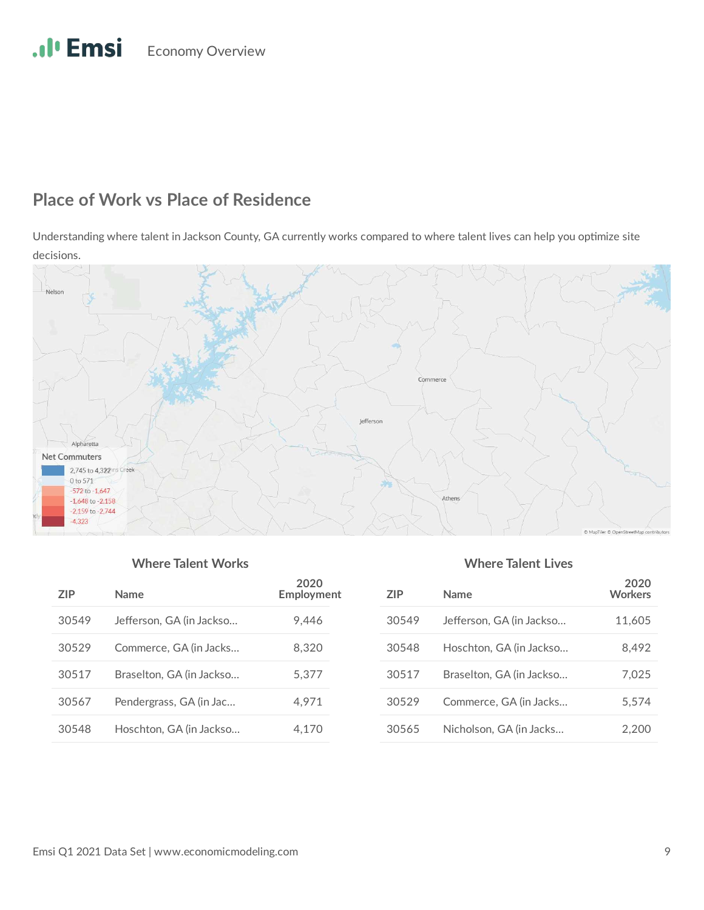## Place of Work vs Place of Residence

Understanding where talent in Jackson County, GA currently works compared to where talent lives can help you optimize site decisions.

Net Commuters

- 2,745 to 4,322
- 0 to 571
- -572 to -1,647
- -1,648 to -2,158
- -2,159 to -2,744
- -4,323

### Where Talent Works

| ZIP | Name | 2020 Employment |
|---|---|---|
| 30549 | Jefferson, GA (in Jackso... | 9,446 |
| 30529 | Commerce, GA (in Jacks... | 8,320 |
| 30517 | Braselton, GA (in Jackso... | 5,377 |
| 30567 | Pendergrass, GA (in Jac... | 4,971 |
| 30548 | Hoschton, GA (in Jackso... | 4,170 |

### Where Talent Lives

| ZIP | Name | 2020 Workers |
|---|---|---|
| 30549 | Jefferson, GA (in Jackso... | 11,605 |
| 30548 | Hoschton, GA (in Jackso... | 8,492 |
| 30517 | Braselton, GA (in Jackso... | 7,025 |
| 30529 | Commerce, GA (in Jacks... | 5,574 |
| 30565 | Nicholson, GA (in Jacks... | 2,200 |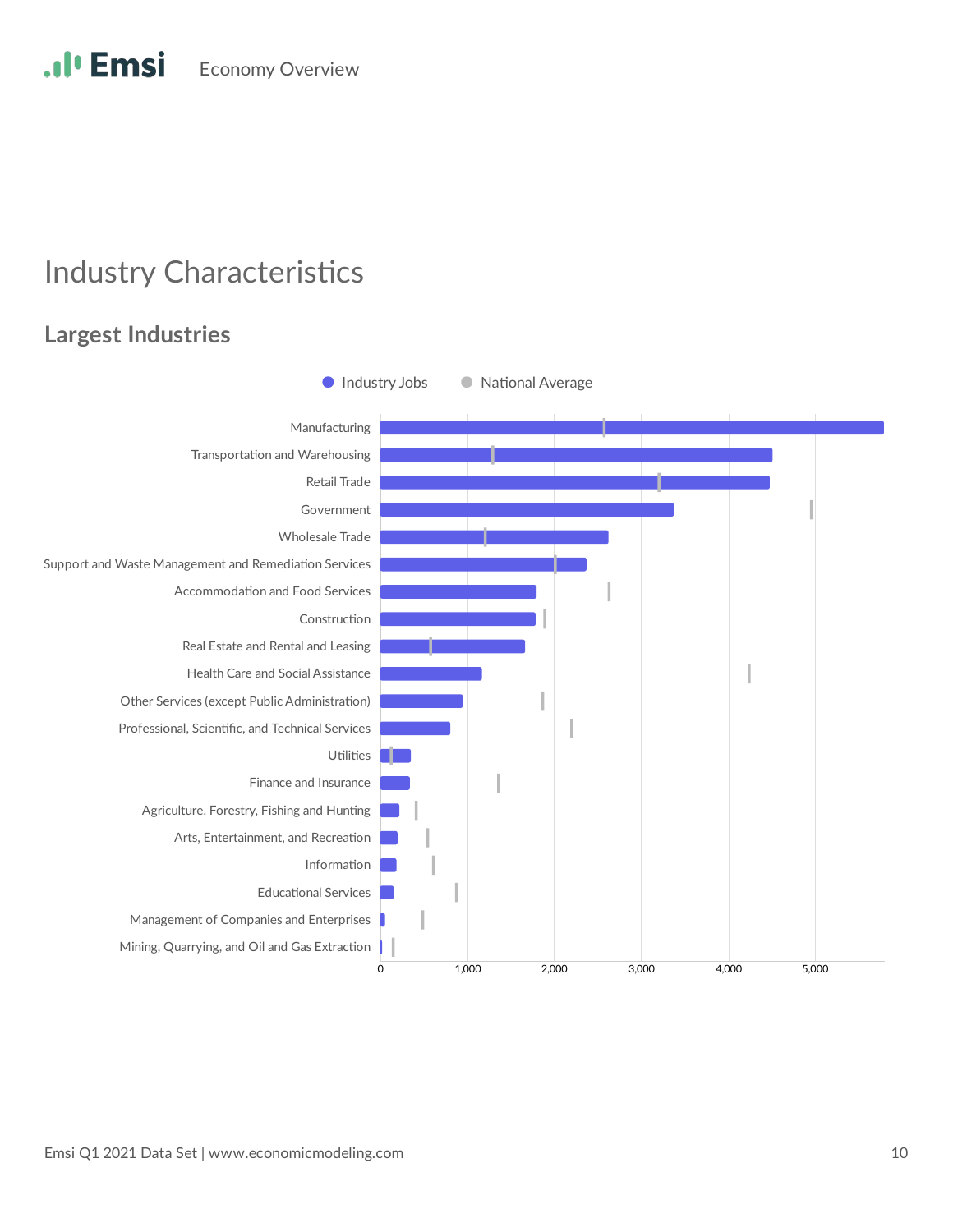# Industry Characteristics

## Largest Industries

Industry Jobs | National Average

| Industry |
| --- |
| Manufacturing |
| Transportation and Warehousing |
| Retail Trade |
| Government |
| Wholesale Trade |
| Support and Waste Management and Remediation Services |
| Accommodation and Food Services |
| Construction |
| Real Estate and Rental and Leasing |
| Health Care and Social Assistance |
| Other Services (except Public Administration) |
| Professional, Scientific, and Technical Services |
| Utilities |
| Finance and Insurance |
| Agriculture, Forestry, Fishing and Hunting |
| Arts, Entertainment, and Recreation |
| Information |
| Educational Services |
| Management of Companies and Enterprises |
| Mining, Quarrying, and Oil and Gas Extraction |

0 | 1,000 | 2,000 | 3,000 | 4,000 | 5,000

Emsi Q1 2021 Data Set | www.economicmodeling.com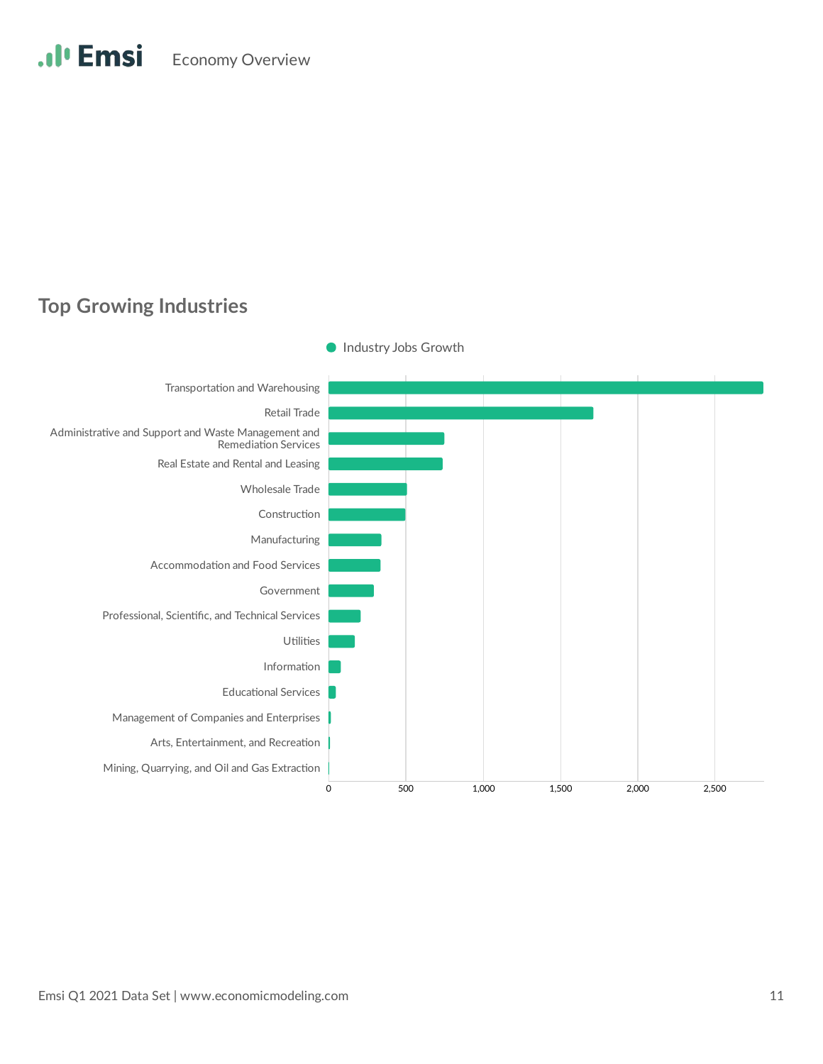## Top Growing Industries

● Industry Jobs Growth

| Industry |
|---|
| Transportation and Warehousing |
| Retail Trade |
| Administrative and Support and Waste Management and Remediation Services |
| Real Estate and Rental and Leasing |
| Wholesale Trade |
| Construction |
| Manufacturing |
| Accommodation and Food Services |
| Government |
| Professional, Scientific, and Technical Services |
| Utilities |
| Information |
| Educational Services |
| Management of Companies and Enterprises |
| Arts, Entertainment, and Recreation |
| Mining, Quarrying, and Oil and Gas Extraction |

Axis: 0, 500, 1,000, 1,500, 2,000, 2,500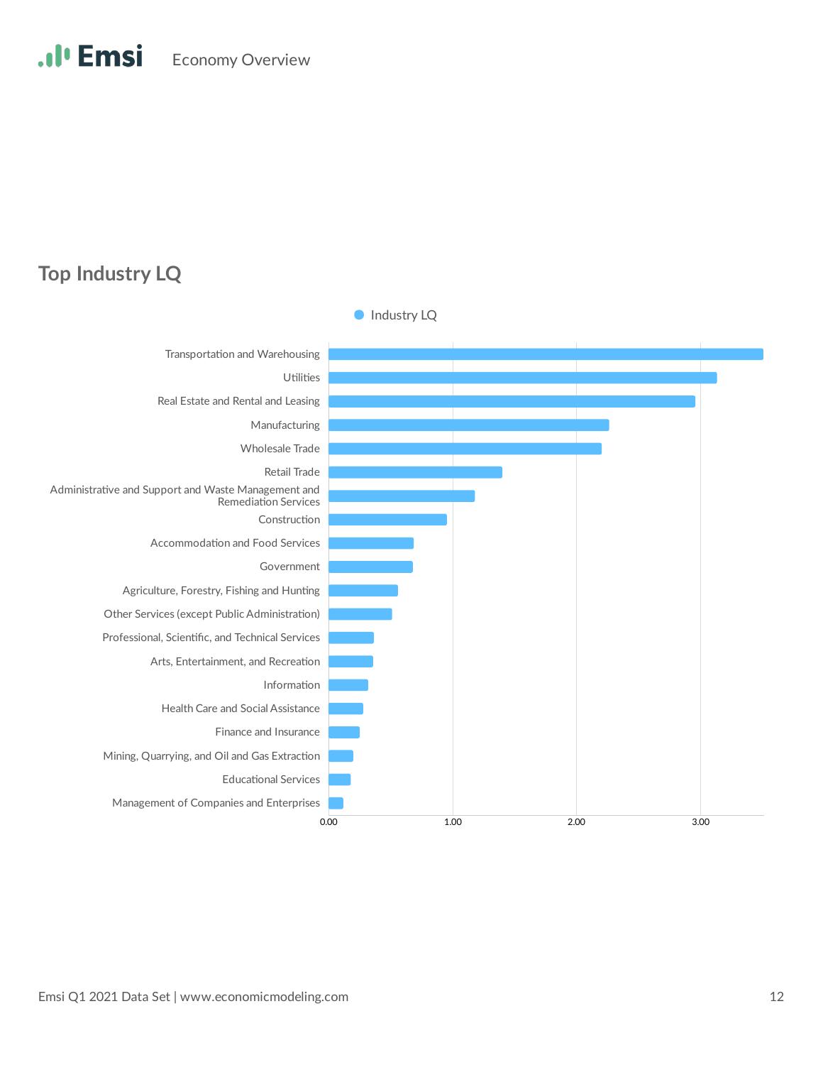## Top Industry LQ

Industry LQ

- Transportation and Warehousing
- Utilities
- Real Estate and Rental and Leasing
- Manufacturing
- Wholesale Trade
- Retail Trade
- Administrative and Support and Waste Management and Remediation Services
- Construction
- Accommodation and Food Services
- Government
- Agriculture, Forestry, Fishing and Hunting
- Other Services (except Public Administration)
- Professional, Scientific, and Technical Services
- Arts, Entertainment, and Recreation
- Information
- Health Care and Social Assistance
- Finance and Insurance
- Mining, Quarrying, and Oil and Gas Extraction
- Educational Services
- Management of Companies and Enterprises

0.00 1.00 2.00 3.00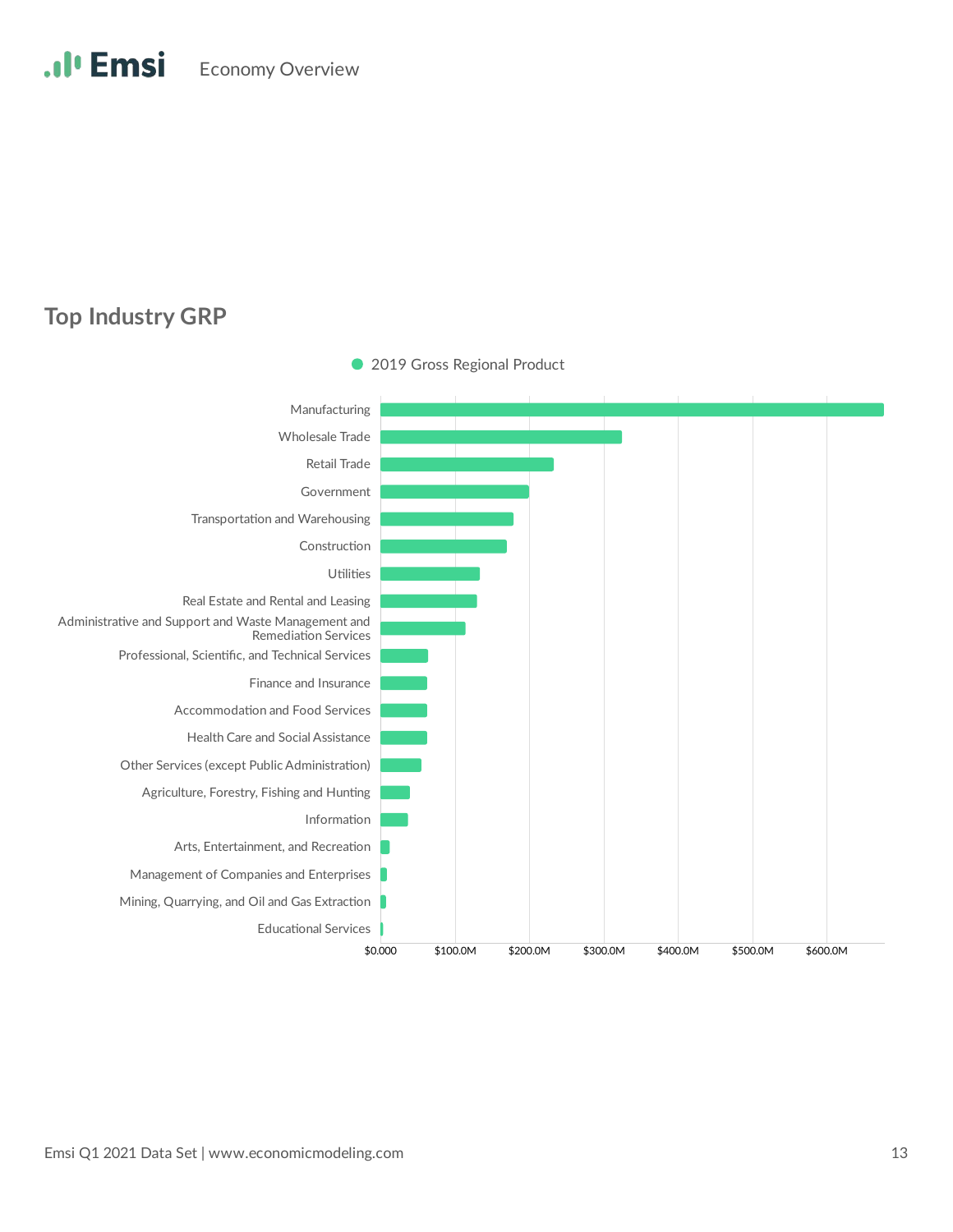## Top Industry GRP

● 2019 Gross Regional Product

Manufacturing
Wholesale Trade
Retail Trade
Government
Transportation and Warehousing
Construction
Utilities
Real Estate and Rental and Leasing
Administrative and Support and Waste Management and Remediation Services
Professional, Scientific, and Technical Services
Finance and Insurance
Accommodation and Food Services
Health Care and Social Assistance
Other Services (except Public Administration)
Agriculture, Forestry, Fishing and Hunting
Information
Arts, Entertainment, and Recreation
Management of Companies and Enterprises
Mining, Quarrying, and Oil and Gas Extraction
Educational Services

$0.000 $100.0M $200.0M $300.0M $400.0M $500.0M $600.0M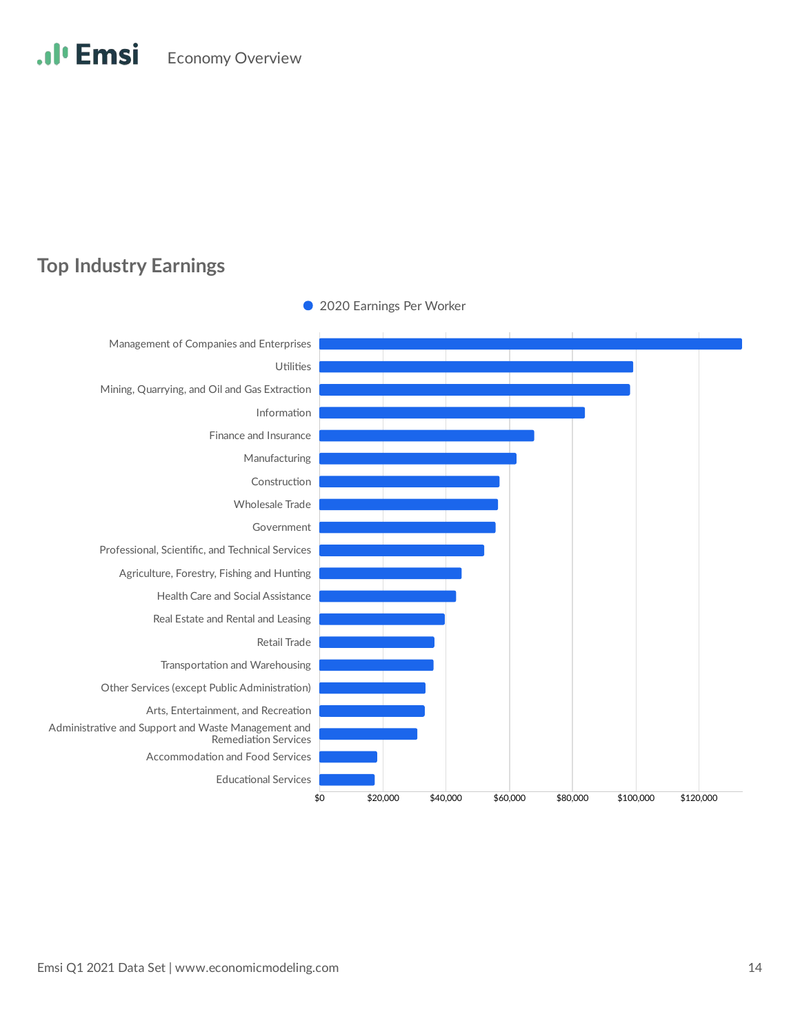## Top Industry Earnings

● 2020 Earnings Per Worker

Management of Companies and Enterprises

Utilities

Mining, Quarrying, and Oil and Gas Extraction

Information

Finance and Insurance

Manufacturing

Construction

Wholesale Trade

Government

Professional, Scientific, and Technical Services

Agriculture, Forestry, Fishing and Hunting

Health Care and Social Assistance

Real Estate and Rental and Leasing

Retail Trade

Transportation and Warehousing

Other Services (except Public Administration)

Arts, Entertainment, and Recreation

Administrative and Support and Waste Management and Remediation Services

Accommodation and Food Services

Educational Services

$0 $20,000 $40,000 $60,000 $80,000 $100,000 $120,000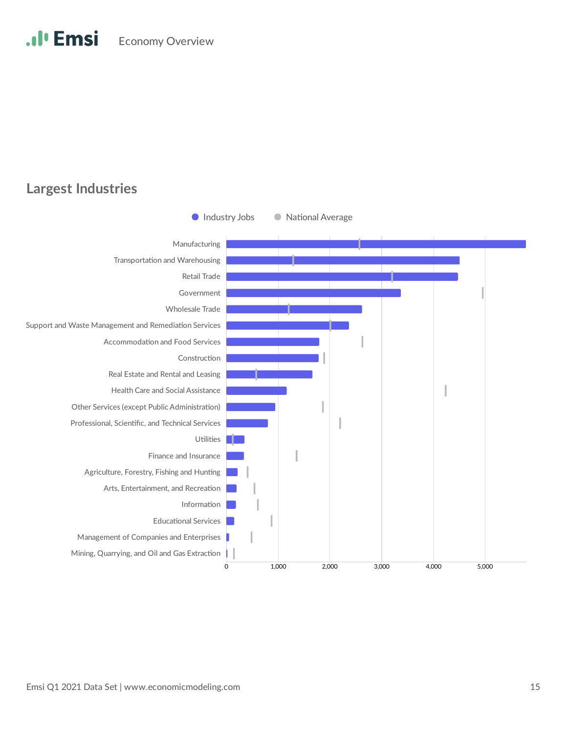# Economy Overview

## Largest Industries

Industry Jobs | National Average

| Industry |
|---|
| Manufacturing |
| Transportation and Warehousing |
| Retail Trade |
| Government |
| Wholesale Trade |
| Support and Waste Management and Remediation Services |
| Accommodation and Food Services |
| Construction |
| Real Estate and Rental and Leasing |
| Health Care and Social Assistance |
| Other Services (except Public Administration) |
| Professional, Scientific, and Technical Services |
| Utilities |
| Finance and Insurance |
| Agriculture, Forestry, Fishing and Hunting |
| Arts, Entertainment, and Recreation |
| Information |
| Educational Services |
| Management of Companies and Enterprises |
| Mining, Quarrying, and Oil and Gas Extraction |

0 | 1,000 | 2,000 | 3,000 | 4,000 | 5,000

Emsi Q1 2021 Data Set | www.economicmodeling.com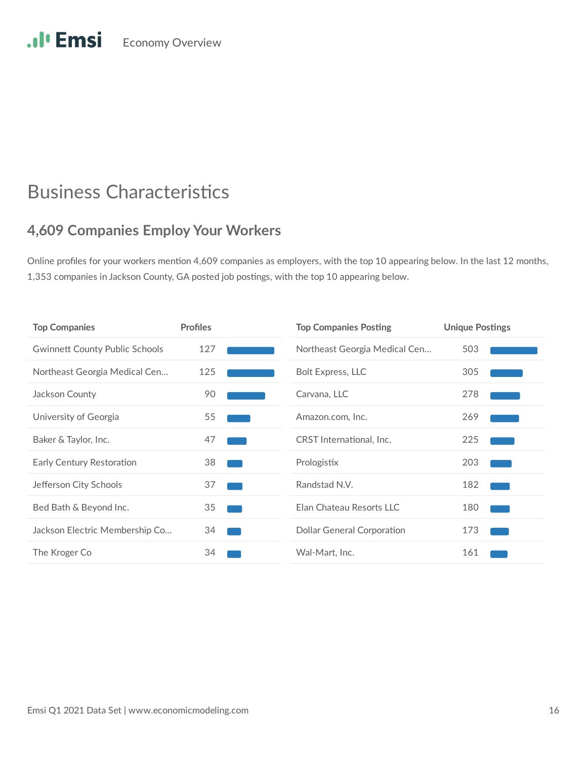# Business Characteristics

## 4,609 Companies Employ Your Workers

Online profiles for your workers mention 4,609 companies as employers, with the top 10 appearing below. In the last 12 months, 1,353 companies in Jackson County, GA posted job postings, with the top 10 appearing below.

| Top Companies | Profiles |
|---|---|
| Gwinnett County Public Schools | 127 |
| Northeast Georgia Medical Cen... | 125 |
| Jackson County | 90 |
| University of Georgia | 55 |
| Baker & Taylor, Inc. | 47 |
| Early Century Restoration | 38 |
| Jefferson City Schools | 37 |
| Bed Bath & Beyond Inc. | 35 |
| Jackson Electric Membership Co... | 34 |
| The Kroger Co | 34 |

| Top Companies Posting | Unique Postings |
|---|---|
| Northeast Georgia Medical Cen... | 503 |
| Bolt Express, LLC | 305 |
| Carvana, LLC | 278 |
| Amazon.com, Inc. | 269 |
| CRST International, Inc. | 225 |
| Prologistix | 203 |
| Randstad N.V. | 182 |
| Elan Chateau Resorts LLC | 180 |
| Dollar General Corporation | 173 |
| Wal-Mart, Inc. | 161 |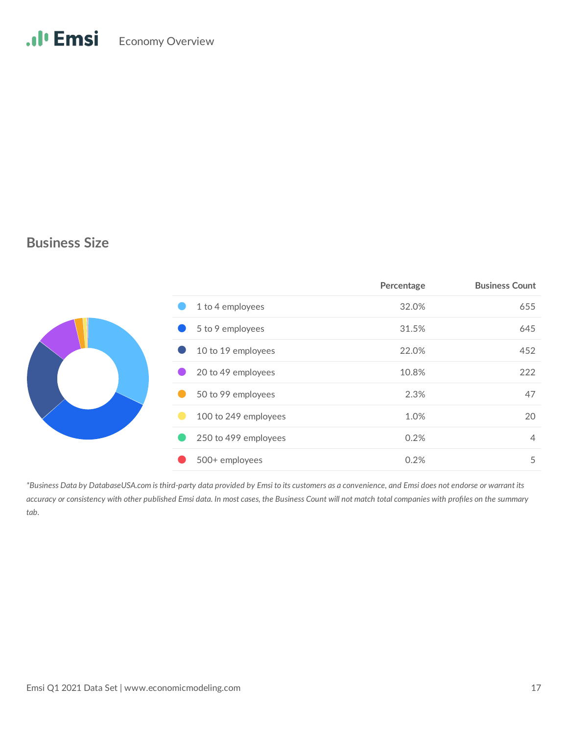## Business Size

| | Percentage | Business Count |
|---|---|---|
| 1 to 4 employees | 32.0% | 655 |
| 5 to 9 employees | 31.5% | 645 |
| 10 to 19 employees | 22.0% | 452 |
| 20 to 49 employees | 10.8% | 222 |
| 50 to 99 employees | 2.3% | 47 |
| 100 to 249 employees | 1.0% | 20 |
| 250 to 499 employees | 0.2% | 4 |
| 500+ employees | 0.2% | 5 |

*\*Business Data by DatabaseUSA.com is third-party data provided by Emsi to its customers as a convenience, and Emsi does not endorse or warrant its accuracy or consistency with other published Emsi data. In most cases, the Business Count will not match total companies with profiles on the summary tab.*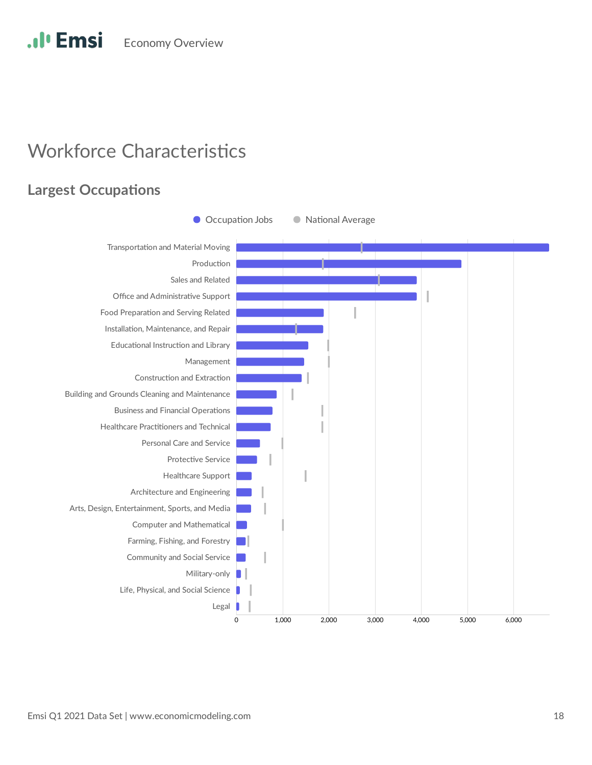# Workforce Characteristics

## Largest Occupations

● Occupation Jobs ● National Average

Transportation and Material Moving
Production
Sales and Related
Office and Administrative Support
Food Preparation and Serving Related
Installation, Maintenance, and Repair
Educational Instruction and Library
Management
Construction and Extraction
Building and Grounds Cleaning and Maintenance
Business and Financial Operations
Healthcare Practitioners and Technical
Personal Care and Service
Protective Service
Healthcare Support
Architecture and Engineering
Arts, Design, Entertainment, Sports, and Media
Computer and Mathematical
Farming, Fishing, and Forestry
Community and Social Service
Military-only
Life, Physical, and Social Science
Legal

0 1,000 2,000 3,000 4,000 5,000 6,000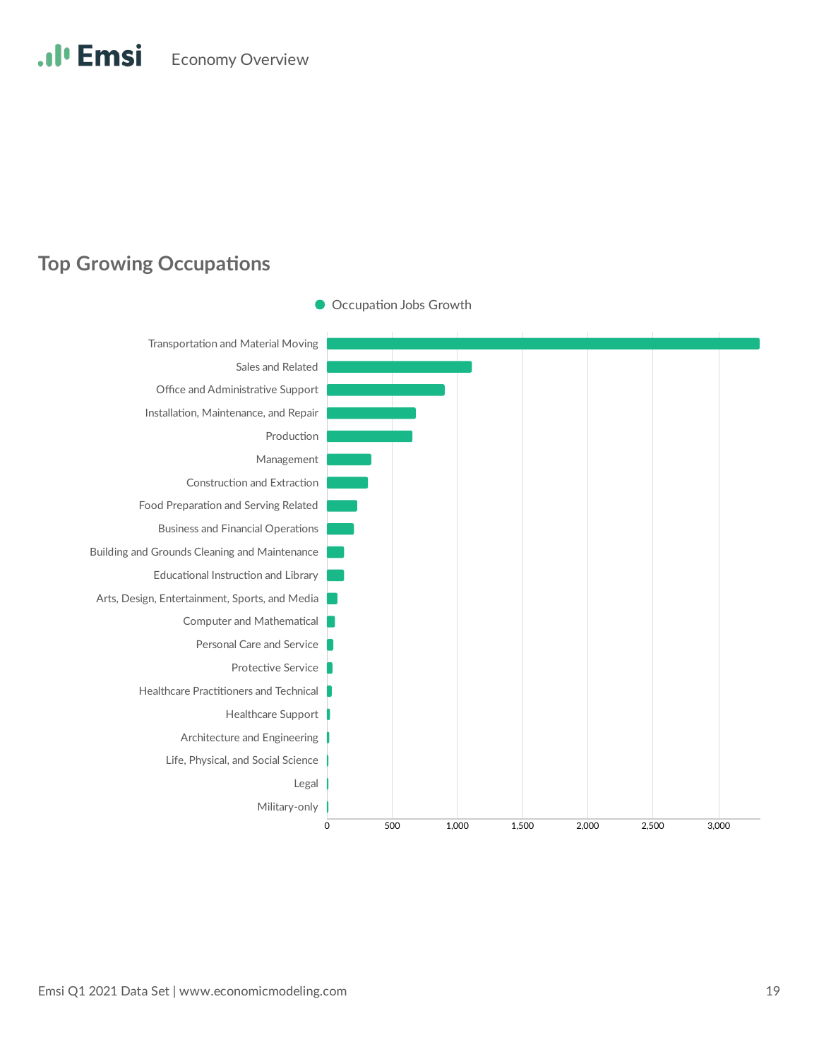## Top Growing Occupations

Occupation Jobs Growth

| Occupation |
|---|
| Transportation and Material Moving |
| Sales and Related |
| Office and Administrative Support |
| Installation, Maintenance, and Repair |
| Production |
| Management |
| Construction and Extraction |
| Food Preparation and Serving Related |
| Business and Financial Operations |
| Building and Grounds Cleaning and Maintenance |
| Educational Instruction and Library |
| Arts, Design, Entertainment, Sports, and Media |
| Computer and Mathematical |
| Personal Care and Service |
| Protective Service |
| Healthcare Practitioners and Technical |
| Healthcare Support |
| Architecture and Engineering |
| Life, Physical, and Social Science |
| Legal |
| Military-only |

0 | 500 | 1,000 | 1,500 | 2,000 | 2,500 | 3,000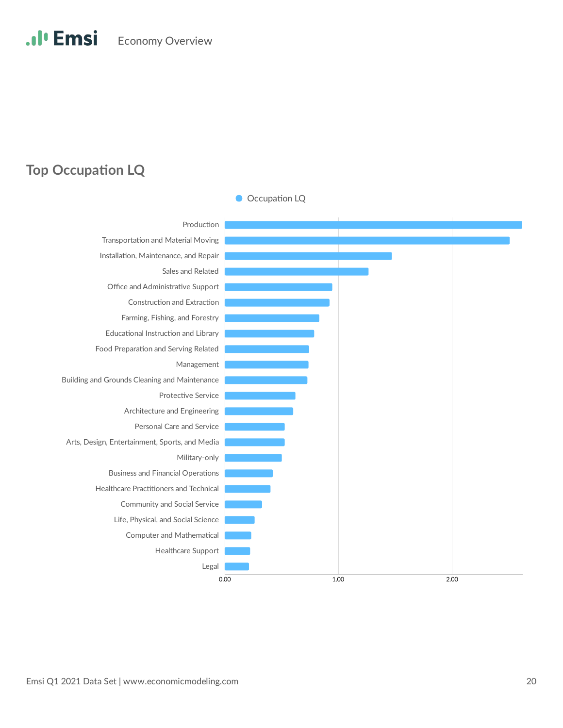## Top Occupation LQ

Occupation LQ

| Occupation |
|---|
| Production |
| Transportation and Material Moving |
| Installation, Maintenance, and Repair |
| Sales and Related |
| Office and Administrative Support |
| Construction and Extraction |
| Farming, Fishing, and Forestry |
| Educational Instruction and Library |
| Food Preparation and Serving Related |
| Management |
| Building and Grounds Cleaning and Maintenance |
| Protective Service |
| Architecture and Engineering |
| Personal Care and Service |
| Arts, Design, Entertainment, Sports, and Media |
| Military-only |
| Business and Financial Operations |
| Healthcare Practitioners and Technical |
| Community and Social Service |
| Life, Physical, and Social Science |
| Computer and Mathematical |
| Healthcare Support |
| Legal |

0.00 1.00 2.00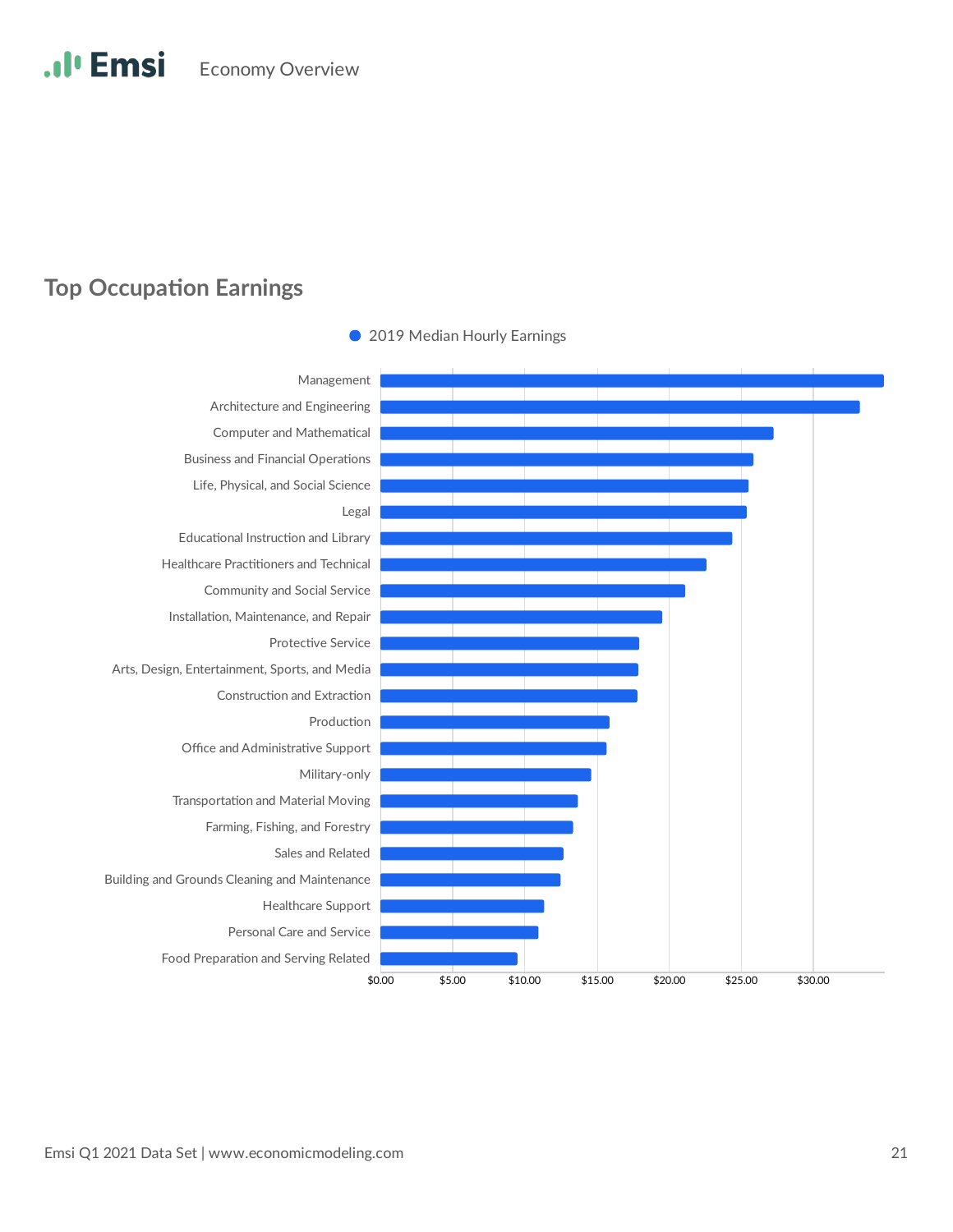## Top Occupation Earnings

2019 Median Hourly Earnings

| Occupation |
|---|
| Management |
| Architecture and Engineering |
| Computer and Mathematical |
| Business and Financial Operations |
| Life, Physical, and Social Science |
| Legal |
| Educational Instruction and Library |
| Healthcare Practitioners and Technical |
| Community and Social Service |
| Installation, Maintenance, and Repair |
| Protective Service |
| Arts, Design, Entertainment, Sports, and Media |
| Construction and Extraction |
| Production |
| Office and Administrative Support |
| Military-only |
| Transportation and Material Moving |
| Farming, Fishing, and Forestry |
| Sales and Related |
| Building and Grounds Cleaning and Maintenance |
| Healthcare Support |
| Personal Care and Service |
| Food Preparation and Serving Related |

$0.00 $5.00 $10.00 $15.00 $20.00 $25.00 $30.00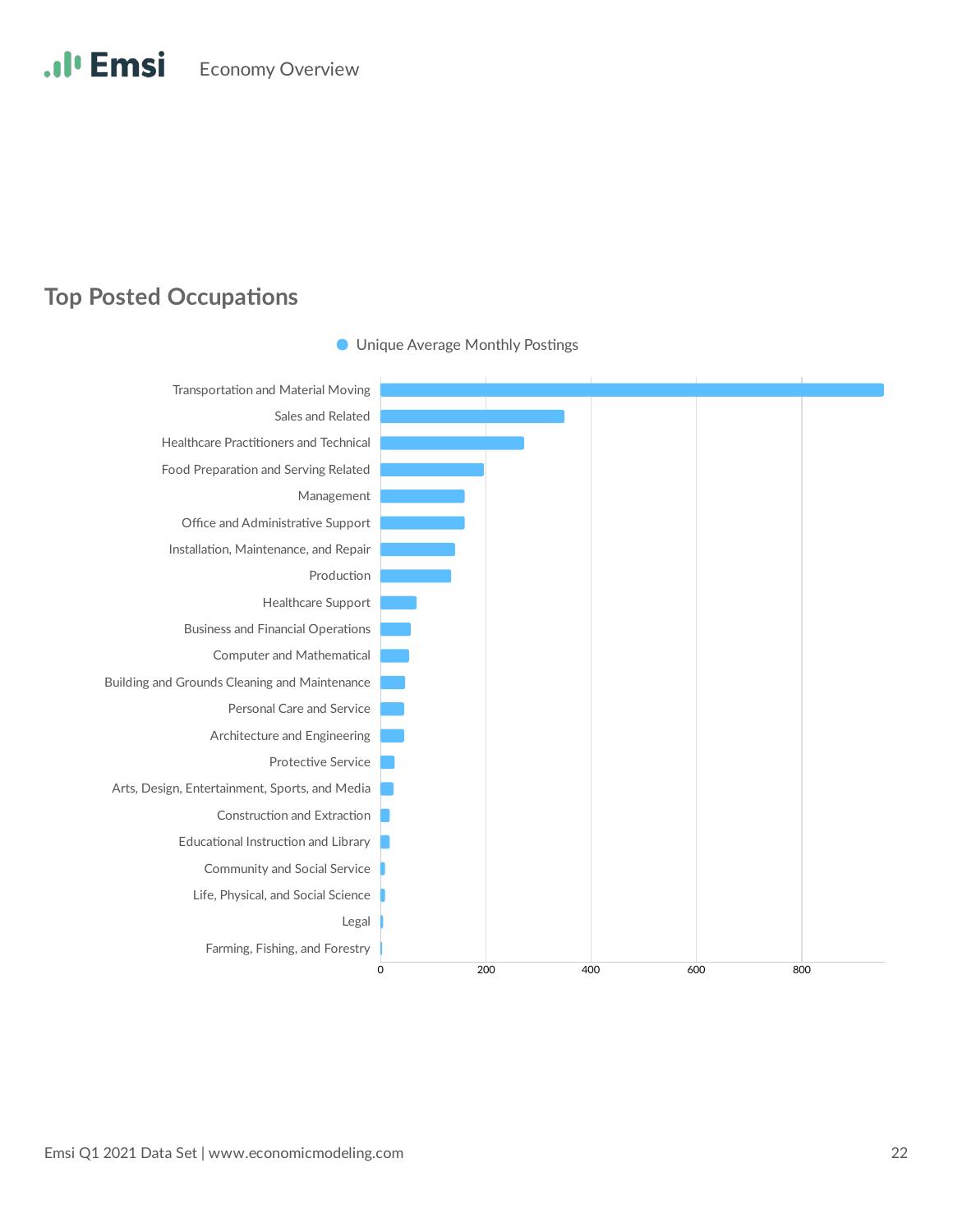## Top Posted Occupations

Unique Average Monthly Postings

- Transportation and Material Moving
- Sales and Related
- Healthcare Practitioners and Technical
- Food Preparation and Serving Related
- Management
- Office and Administrative Support
- Installation, Maintenance, and Repair
- Production
- Healthcare Support
- Business and Financial Operations
- Computer and Mathematical
- Building and Grounds Cleaning and Maintenance
- Personal Care and Service
- Architecture and Engineering
- Protective Service
- Arts, Design, Entertainment, Sports, and Media
- Construction and Extraction
- Educational Instruction and Library
- Community and Social Service
- Life, Physical, and Social Science
- Legal
- Farming, Fishing, and Forestry

0 200 400 600 800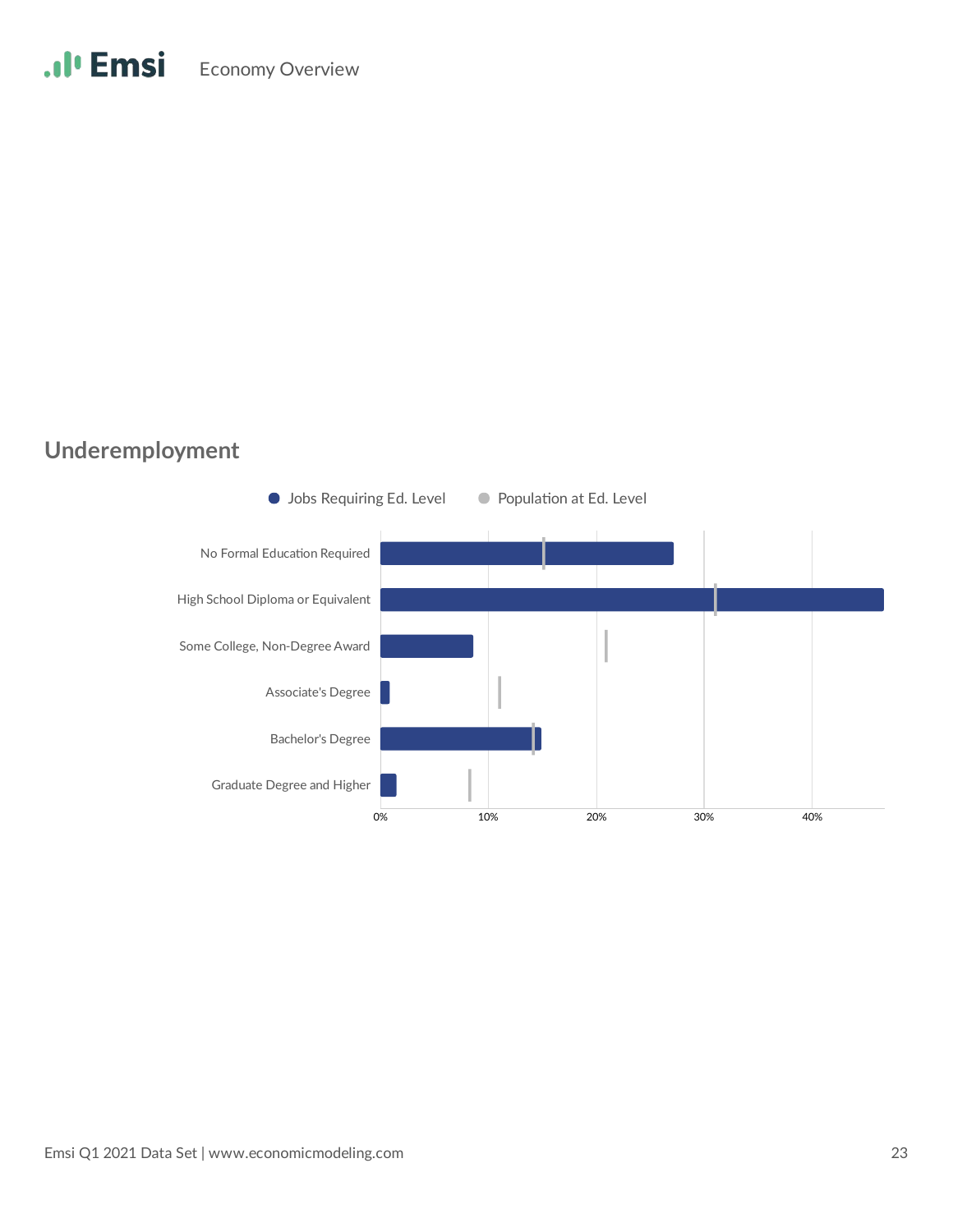## Underemployment

● Jobs Requiring Ed. Level ● Population at Ed. Level

No Formal Education Required

High School Diploma or Equivalent

Some College, Non-Degree Award

Associate's Degree

Bachelor's Degree

Graduate Degree and Higher

0% 10% 20% 30% 40%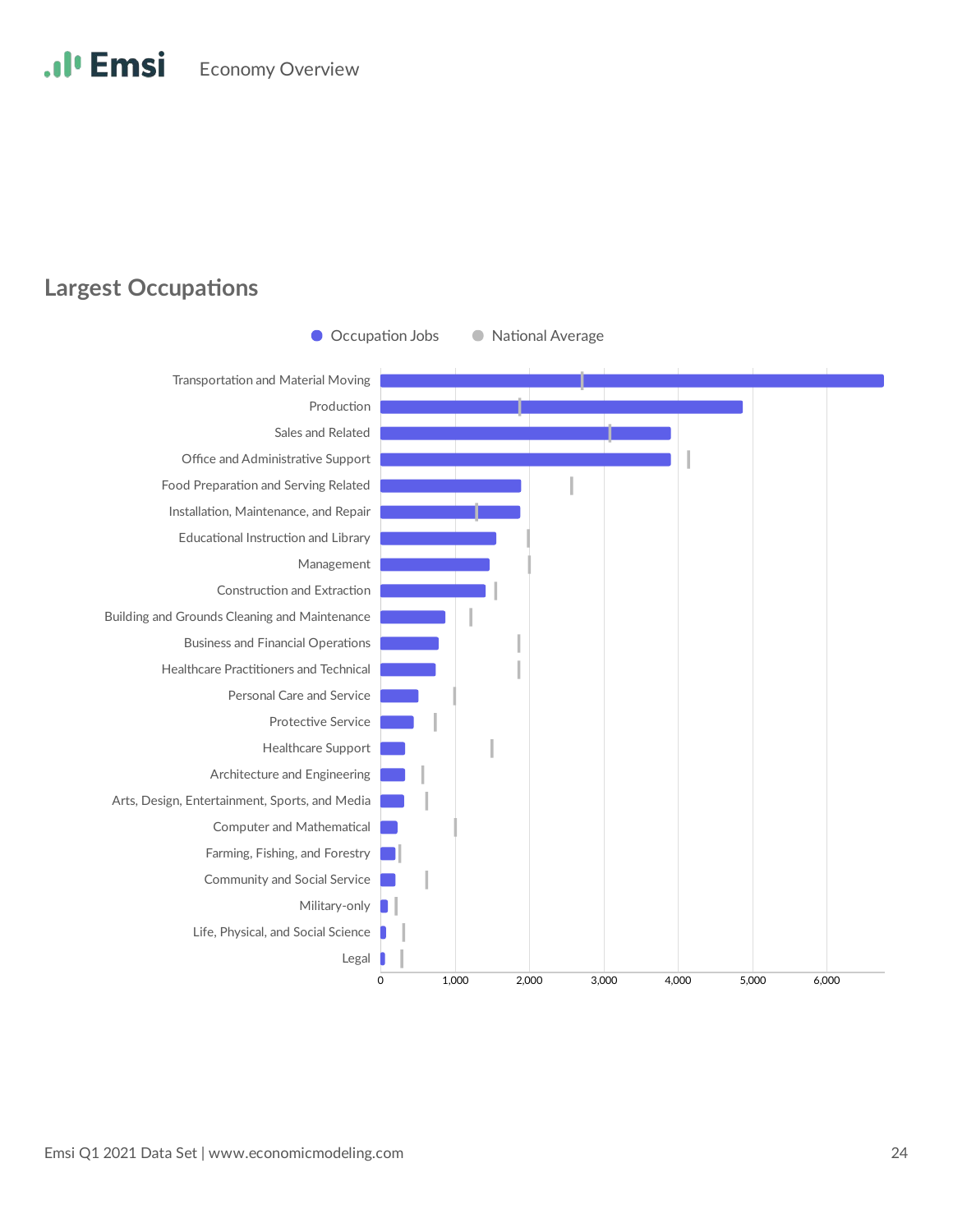## Largest Occupations

Occupation Jobs | National Average

| Occupation |
| --- |
| Transportation and Material Moving |
| Production |
| Sales and Related |
| Office and Administrative Support |
| Food Preparation and Serving Related |
| Installation, Maintenance, and Repair |
| Educational Instruction and Library |
| Management |
| Construction and Extraction |
| Building and Grounds Cleaning and Maintenance |
| Business and Financial Operations |
| Healthcare Practitioners and Technical |
| Personal Care and Service |
| Protective Service |
| Healthcare Support |
| Architecture and Engineering |
| Arts, Design, Entertainment, Sports, and Media |
| Computer and Mathematical |
| Farming, Fishing, and Forestry |
| Community and Social Service |
| Military-only |
| Life, Physical, and Social Science |
| Legal |

0 | 1,000 | 2,000 | 3,000 | 4,000 | 5,000 | 6,000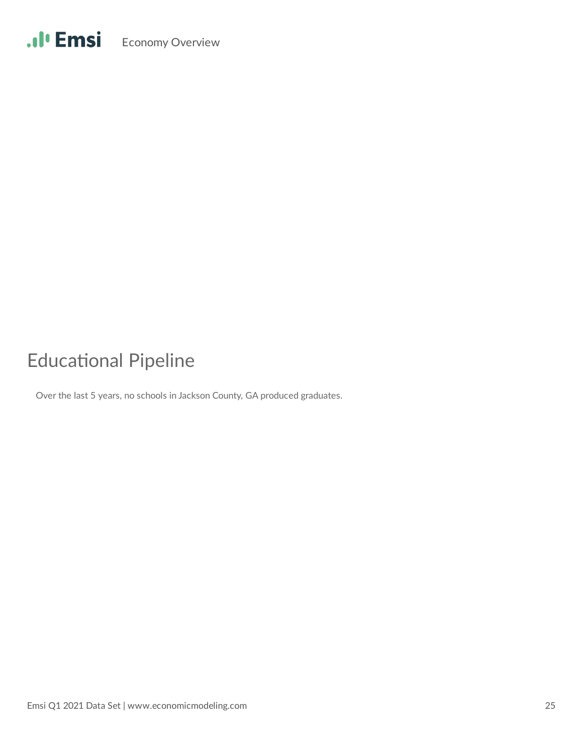## Educational Pipeline

Over the last 5 years, no schools in Jackson County, GA produced graduates.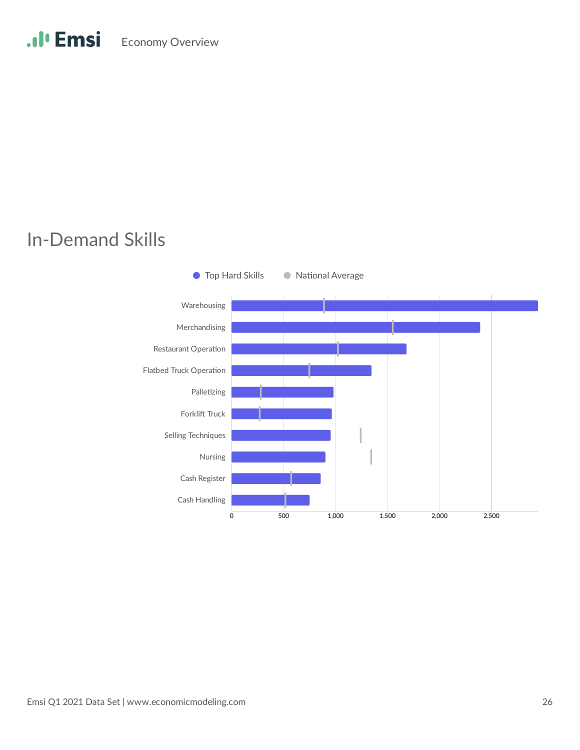## In-Demand Skills

Top Hard Skills
National Average

Warehousing
Merchandising
Restaurant Operation
Flatbed Truck Operation
Palletizing
Forklift Truck
Selling Techniques
Nursing
Cash Register
Cash Handling

0
500
1,000
1,500
2,000
2,500